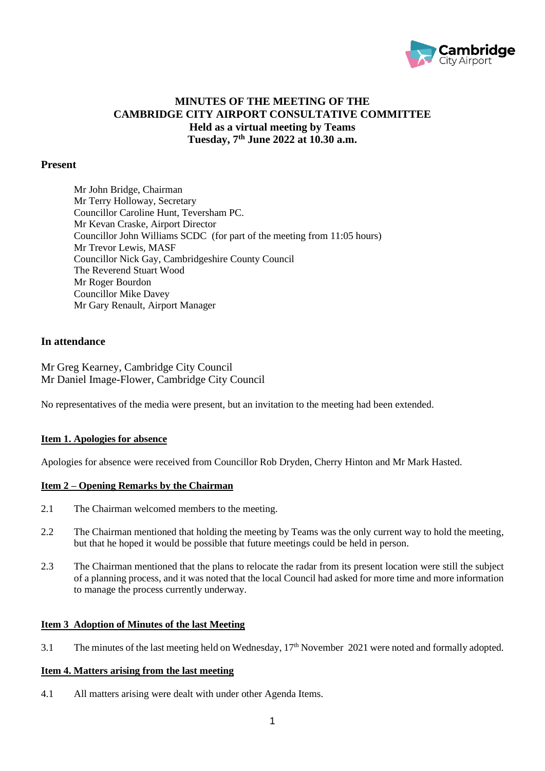# MINUTES OF THE MEETING OF THE CAMBRIDGE CITY AIRPORT CONSULTATIVE COMMITTEE
## Held as a virtual meeting by Teams
## Tuesday, 7th June 2022 at 10.30 a.m.

**Present**

Mr John Bridge, Chairman
Mr Terry Holloway, Secretary
Councillor Caroline Hunt, Teversham PC.
Mr Kevan Craske, Airport Director
Councillor John Williams SCDC (for part of the meeting from 11:05 hours)
Mr Trevor Lewis, MASF
Councillor Nick Gay, Cambridgeshire County Council
The Reverend Stuart Wood
Mr Roger Bourdon
Councillor Mike Davey
Mr Gary Renault, Airport Manager

**In attendance**

Mr Greg Kearney, Cambridge City Council
Mr Daniel Image-Flower, Cambridge City Council

No representatives of the media were present, but an invitation to the meeting had been extended.

**Item 1. Apologies for absence**

Apologies for absence were received from Councillor Rob Dryden, Cherry Hinton and Mr Mark Hasted.

**Item 2 – Opening Remarks by the Chairman**

2.1 The Chairman welcomed members to the meeting.

2.2 The Chairman mentioned that holding the meeting by Teams was the only current way to hold the meeting, but that he hoped it would be possible that future meetings could be held in person.

2.3 The Chairman mentioned that the plans to relocate the radar from its present location were still the subject of a planning process, and it was noted that the local Council had asked for more time and more information to manage the process currently underway.

**Item 3 Adoption of Minutes of the last Meeting**

3.1 The minutes of the last meeting held on Wednesday, 17th November 2021 were noted and formally adopted.

**Item 4. Matters arising from the last meeting**

4.1 All matters arising were dealt with under other Agenda Items.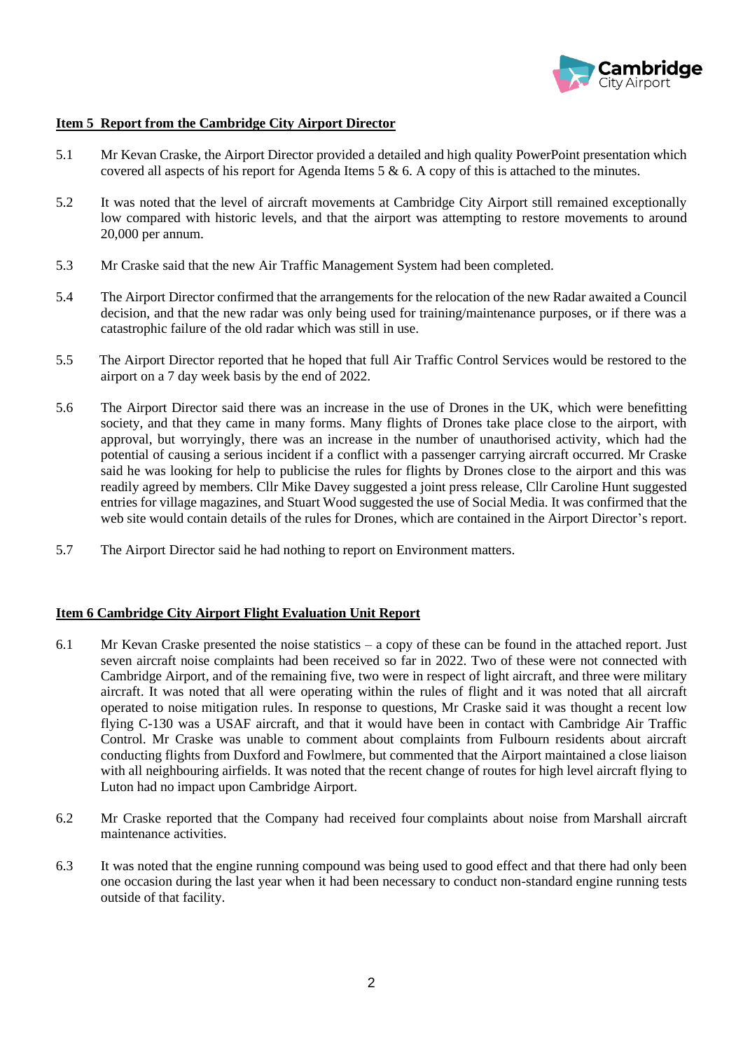## Item 5 Report from the Cambridge City Airport Director

5.1 Mr Kevan Craske, the Airport Director provided a detailed and high quality PowerPoint presentation which covered all aspects of his report for Agenda Items 5 & 6. A copy of this is attached to the minutes.

5.2 It was noted that the level of aircraft movements at Cambridge City Airport still remained exceptionally low compared with historic levels, and that the airport was attempting to restore movements to around 20,000 per annum.

5.3 Mr Craske said that the new Air Traffic Management System had been completed.

5.4 The Airport Director confirmed that the arrangements for the relocation of the new Radar awaited a Council decision, and that the new radar was only being used for training/maintenance purposes, or if there was a catastrophic failure of the old radar which was still in use.

5.5 The Airport Director reported that he hoped that full Air Traffic Control Services would be restored to the airport on a 7 day week basis by the end of 2022.

5.6 The Airport Director said there was an increase in the use of Drones in the UK, which were benefitting society, and that they came in many forms. Many flights of Drones take place close to the airport, with approval, but worryingly, there was an increase in the number of unauthorised activity, which had the potential of causing a serious incident if a conflict with a passenger carrying aircraft occurred. Mr Craske said he was looking for help to publicise the rules for flights by Drones close to the airport and this was readily agreed by members. Cllr Mike Davey suggested a joint press release, Cllr Caroline Hunt suggested entries for village magazines, and Stuart Wood suggested the use of Social Media. It was confirmed that the web site would contain details of the rules for Drones, which are contained in the Airport Director's report.

5.7 The Airport Director said he had nothing to report on Environment matters.

## Item 6 Cambridge City Airport Flight Evaluation Unit Report

6.1 Mr Kevan Craske presented the noise statistics – a copy of these can be found in the attached report. Just seven aircraft noise complaints had been received so far in 2022. Two of these were not connected with Cambridge Airport, and of the remaining five, two were in respect of light aircraft, and three were military aircraft. It was noted that all were operating within the rules of flight and it was noted that all aircraft operated to noise mitigation rules. In response to questions, Mr Craske said it was thought a recent low flying C-130 was a USAF aircraft, and that it would have been in contact with Cambridge Air Traffic Control. Mr Craske was unable to comment about complaints from Fulbourn residents about aircraft conducting flights from Duxford and Fowlmere, but commented that the Airport maintained a close liaison with all neighbouring airfields. It was noted that the recent change of routes for high level aircraft flying to Luton had no impact upon Cambridge Airport.

6.2 Mr Craske reported that the Company had received four complaints about noise from Marshall aircraft maintenance activities.

6.3 It was noted that the engine running compound was being used to good effect and that there had only been one occasion during the last year when it had been necessary to conduct non-standard engine running tests outside of that facility.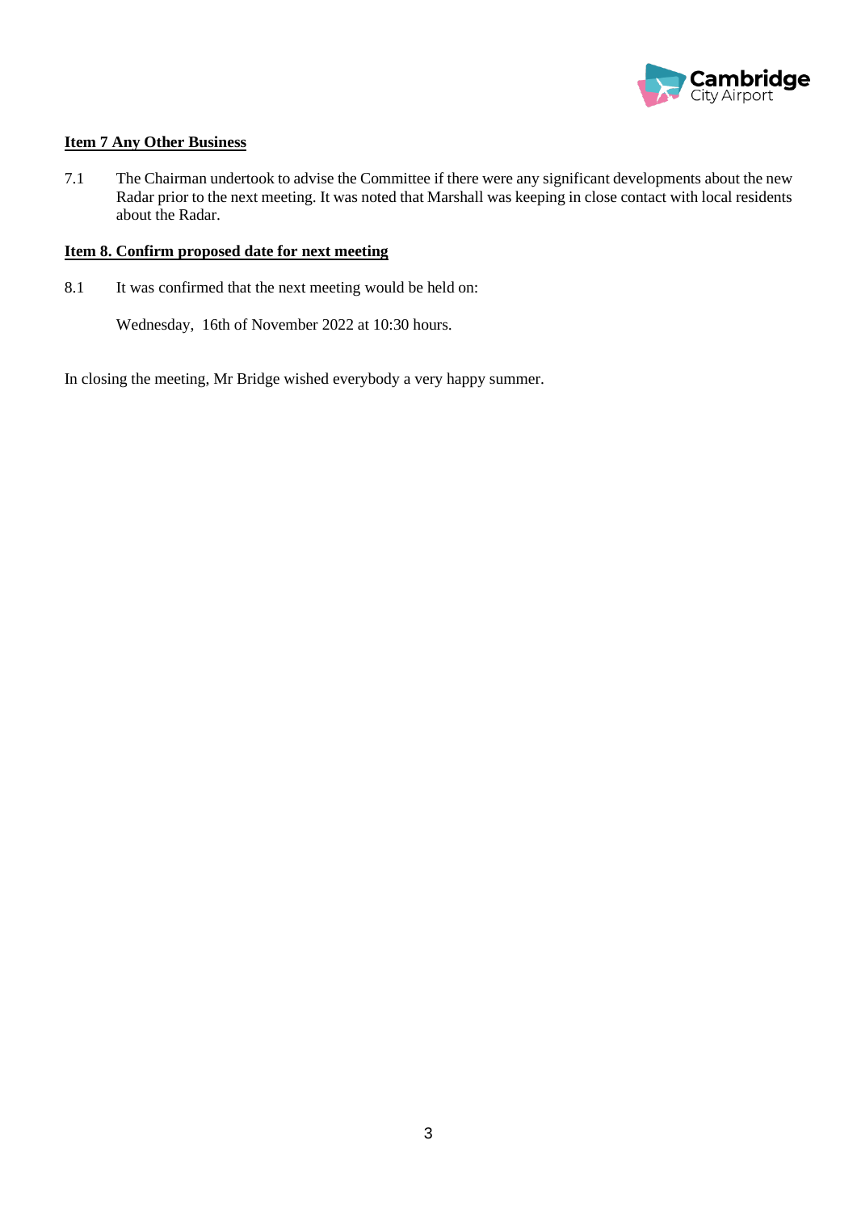**Item 7 Any Other Business**

7.1 The Chairman undertook to advise the Committee if there were any significant developments about the new Radar prior to the next meeting. It was noted that Marshall was keeping in close contact with local residents about the Radar.

**Item 8. Confirm proposed date for next meeting**

8.1 It was confirmed that the next meeting would be held on:

Wednesday, 16th of November 2022 at 10:30 hours.

In closing the meeting, Mr Bridge wished everybody a very happy summer.